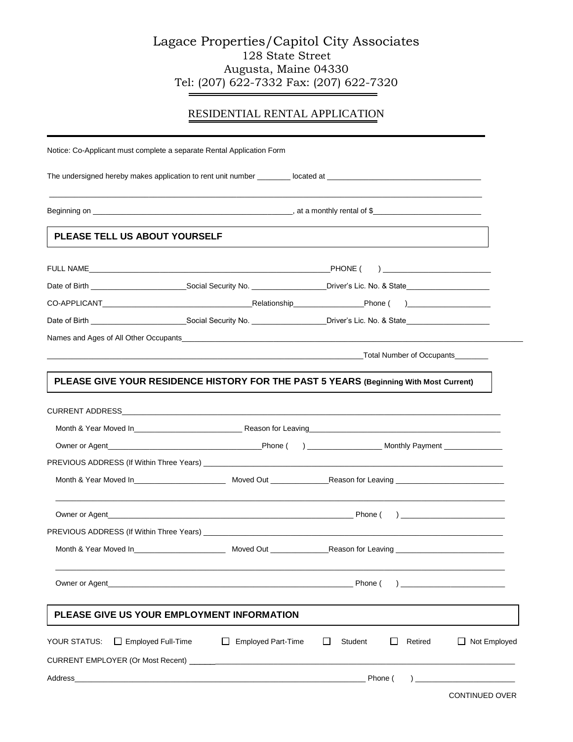# Lagace Properties/Capitol City Associates

128 State Street
Augusta, Maine 04330
Tel: (207) 622-7332 Fax: (207) 622-7320

## RESIDENTIAL RENTAL APPLICATION

Notice: Co-Applicant must complete a separate Rental Application Form

The undersigned hereby makes application to rent unit number ________ located at ___________________________________

_______________________________________________________________________________

Beginning on ______________________________________________, at a monthly rental of $________________________

### PLEASE TELL US ABOUT YOURSELF

FULL NAME__________________________________________________________PHONE ( ) ________________________

Date of Birth _____________________Social Security No. ________________Driver's Lic. No. & State___________________

CO-APPLICANT____________________________________Relationship________________Phone ( )___________________

Date of Birth _____________________Social Security No. ________________Driver's Lic. No. & State___________________

Names and Ages of All Other Occupants____________________________________________________________________

__________________________________________________________________________Total Number of Occupants________

### PLEASE GIVE YOUR RESIDENCE HISTORY FOR THE PAST 5 YEARS (Beginning With Most Current)

CURRENT ADDRESS_________________________________________________________________________________

Month & Year Moved In_________________________ Reason for Leaving___________________________________________

Owner or Agent____________________________________Phone ( ) _________________ Monthly Payment ______________

PREVIOUS ADDRESS (If Within Three Years) ______________________________________________________________

Month & Year Moved In_____________________ Moved Out _____________Reason for Leaving _________________________

_______________________________________________________________________________

Owner or Agent___________________________________________________________ Phone ( ) ________________________

PREVIOUS ADDRESS (If Within Three Years) ______________________________________________________________

Month & Year Moved In_____________________ Moved Out _____________Reason for Leaving _________________________

_______________________________________________________________________________

Owner or Agent___________________________________________________________ Phone ( ) ________________________

### PLEASE GIVE US YOUR EMPLOYMENT INFORMATION

YOUR STATUS: ☐ Employed Full-Time ☐ Employed Part-Time ☐ Student ☐ Retired ☐ Not Employed

CURRENT EMPLOYER (Or Most Recent) ______________________________________________________________________

Address______________________________________________________________________ Phone ( ) _______________________

CONTINUED OVER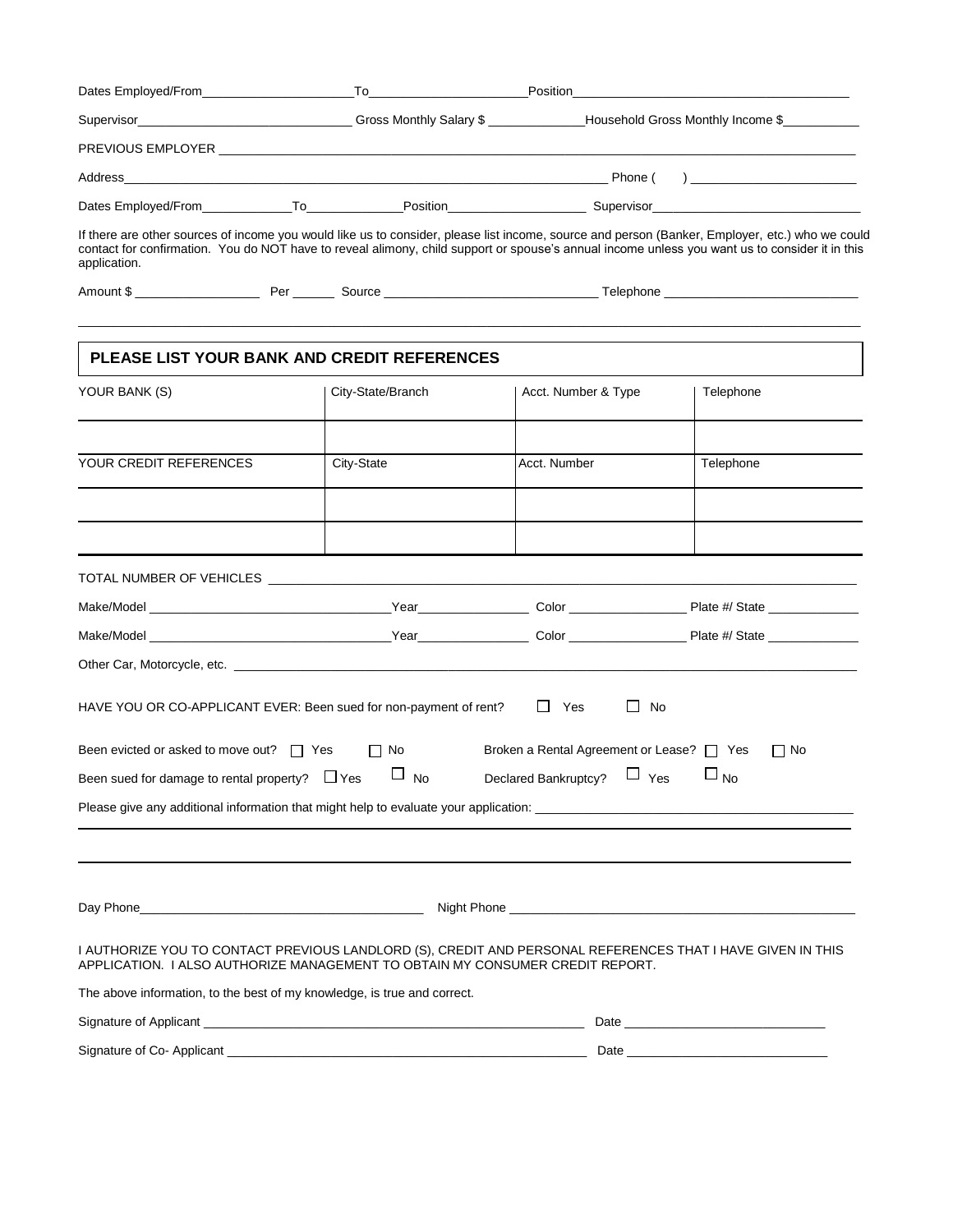Dates Employed/From_____________________To______________________Position_______________________________________

Supervisor______________________________ Gross Monthly Salary $ ______________Household Gross Monthly Income $___________

PREVIOUS EMPLOYER ___________________________________________________________________________________________

Address_______________________________________________________________________ Phone ( ) _______________________

Dates Employed/From____________To_____________Position___________________ Supervisor_____________________________

If there are other sources of income you would like us to consider, please list income, source and person (Banker, Employer, etc.) who we could contact for confirmation. You do NOT have to reveal alimony, child support or spouse's annual income unless you want us to consider it in this application.

Amount $ _________________ Per ______ Source _____________________________ Telephone ___________________________

## PLEASE LIST YOUR BANK AND CREDIT REFERENCES

| YOUR BANK (S) | City-State/Branch | Acct. Number & Type | Telephone |
|---|---|---|---|
| | | | |
| **YOUR CREDIT REFERENCES** | **City-State** | **Acct. Number** | **Telephone** |
| | | | |
| | | | |

TOTAL NUMBER OF VEHICLES _____________________________________________________________________________________

Make/Model _________________________________Year________________ Color ________________ Plate #/ State _____________

Make/Model _________________________________Year________________ Color ________________ Plate #/ State _____________

Other Car, Motorcycle, etc. ______________________________________________________________________________________

HAVE YOU OR CO-APPLICANT EVER: Been sued for non-payment of rent? ☐ Yes ☐ No

Been evicted or asked to move out? ☐ Yes ☐ No Broken a Rental Agreement or Lease? ☐ Yes ☐ No

Been sued for damage to rental property? ☐ Yes ☐ No Declared Bankruptcy? ☐ Yes ☐ No

Please give any additional information that might help to evaluate your application: ____________________________________________

_____________________________________________________________________________________________________

_____________________________________________________________________________________________________

Day Phone________________________________________ Night Phone __________________________________________________

I AUTHORIZE YOU TO CONTACT PREVIOUS LANDLORD (S), CREDIT AND PERSONAL REFERENCES THAT I HAVE GIVEN IN THIS APPLICATION. I ALSO AUTHORIZE MANAGEMENT TO OBTAIN MY CONSUMER CREDIT REPORT.

The above information, to the best of my knowledge, is true and correct.

Signature of Applicant _______________________________________________________ Date ____________________________

Signature of Co- Applicant ____________________________________________________ Date ____________________________